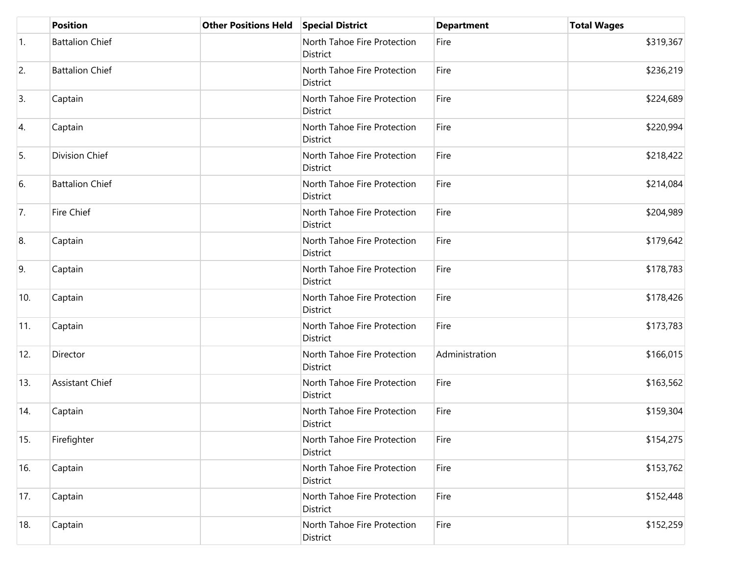| | Position | Other Positions Held | Special District | Department | Total Wages |
|---|---|---|---|---|---|
| 1. | Battalion Chief | | North Tahoe Fire Protection District | Fire | $319,367 |
| 2. | Battalion Chief | | North Tahoe Fire Protection District | Fire | $236,219 |
| 3. | Captain | | North Tahoe Fire Protection District | Fire | $224,689 |
| 4. | Captain | | North Tahoe Fire Protection District | Fire | $220,994 |
| 5. | Division Chief | | North Tahoe Fire Protection District | Fire | $218,422 |
| 6. | Battalion Chief | | North Tahoe Fire Protection District | Fire | $214,084 |
| 7. | Fire Chief | | North Tahoe Fire Protection District | Fire | $204,989 |
| 8. | Captain | | North Tahoe Fire Protection District | Fire | $179,642 |
| 9. | Captain | | North Tahoe Fire Protection District | Fire | $178,783 |
| 10. | Captain | | North Tahoe Fire Protection District | Fire | $178,426 |
| 11. | Captain | | North Tahoe Fire Protection District | Fire | $173,783 |
| 12. | Director | | North Tahoe Fire Protection District | Administration | $166,015 |
| 13. | Assistant Chief | | North Tahoe Fire Protection District | Fire | $163,562 |
| 14. | Captain | | North Tahoe Fire Protection District | Fire | $159,304 |
| 15. | Firefighter | | North Tahoe Fire Protection District | Fire | $154,275 |
| 16. | Captain | | North Tahoe Fire Protection District | Fire | $153,762 |
| 17. | Captain | | North Tahoe Fire Protection District | Fire | $152,448 |
| 18. | Captain | | North Tahoe Fire Protection District | Fire | $152,259 |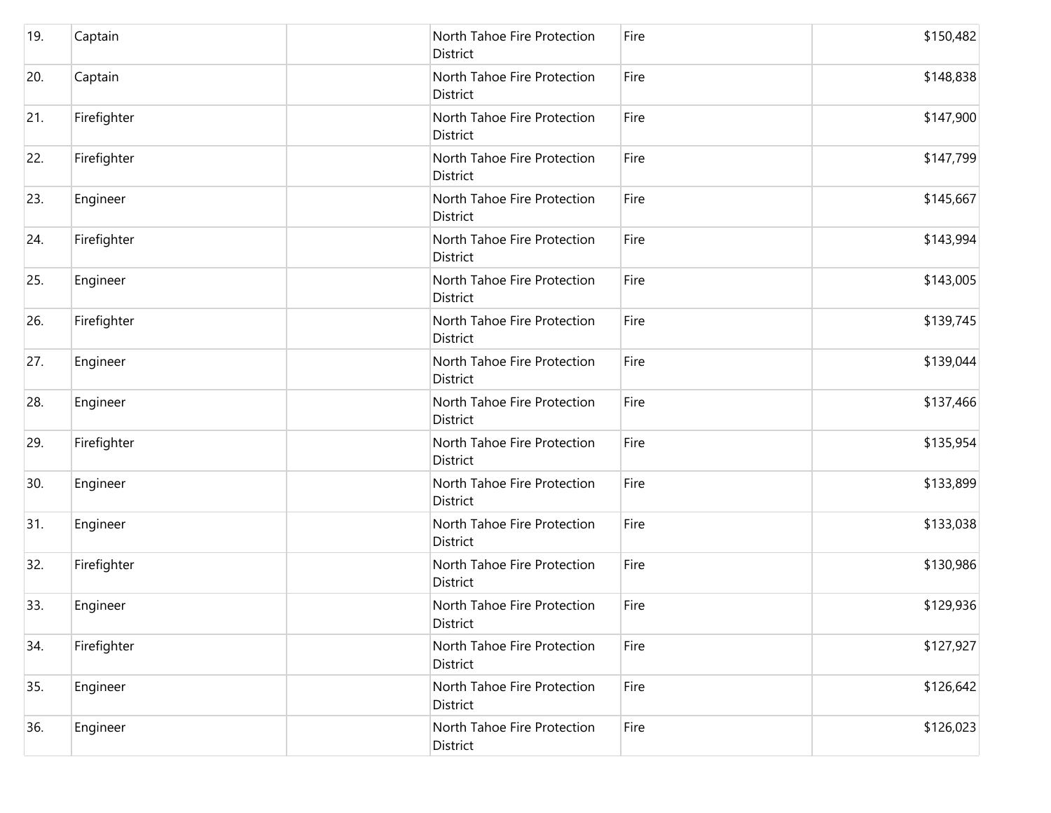| | | | | | |
|---|---|---|---|---|---|
| 19. | Captain | | North Tahoe Fire Protection District | Fire | $150,482 |
| 20. | Captain | | North Tahoe Fire Protection District | Fire | $148,838 |
| 21. | Firefighter | | North Tahoe Fire Protection District | Fire | $147,900 |
| 22. | Firefighter | | North Tahoe Fire Protection District | Fire | $147,799 |
| 23. | Engineer | | North Tahoe Fire Protection District | Fire | $145,667 |
| 24. | Firefighter | | North Tahoe Fire Protection District | Fire | $143,994 |
| 25. | Engineer | | North Tahoe Fire Protection District | Fire | $143,005 |
| 26. | Firefighter | | North Tahoe Fire Protection District | Fire | $139,745 |
| 27. | Engineer | | North Tahoe Fire Protection District | Fire | $139,044 |
| 28. | Engineer | | North Tahoe Fire Protection District | Fire | $137,466 |
| 29. | Firefighter | | North Tahoe Fire Protection District | Fire | $135,954 |
| 30. | Engineer | | North Tahoe Fire Protection District | Fire | $133,899 |
| 31. | Engineer | | North Tahoe Fire Protection District | Fire | $133,038 |
| 32. | Firefighter | | North Tahoe Fire Protection District | Fire | $130,986 |
| 33. | Engineer | | North Tahoe Fire Protection District | Fire | $129,936 |
| 34. | Firefighter | | North Tahoe Fire Protection District | Fire | $127,927 |
| 35. | Engineer | | North Tahoe Fire Protection District | Fire | $126,642 |
| 36. | Engineer | | North Tahoe Fire Protection District | Fire | $126,023 |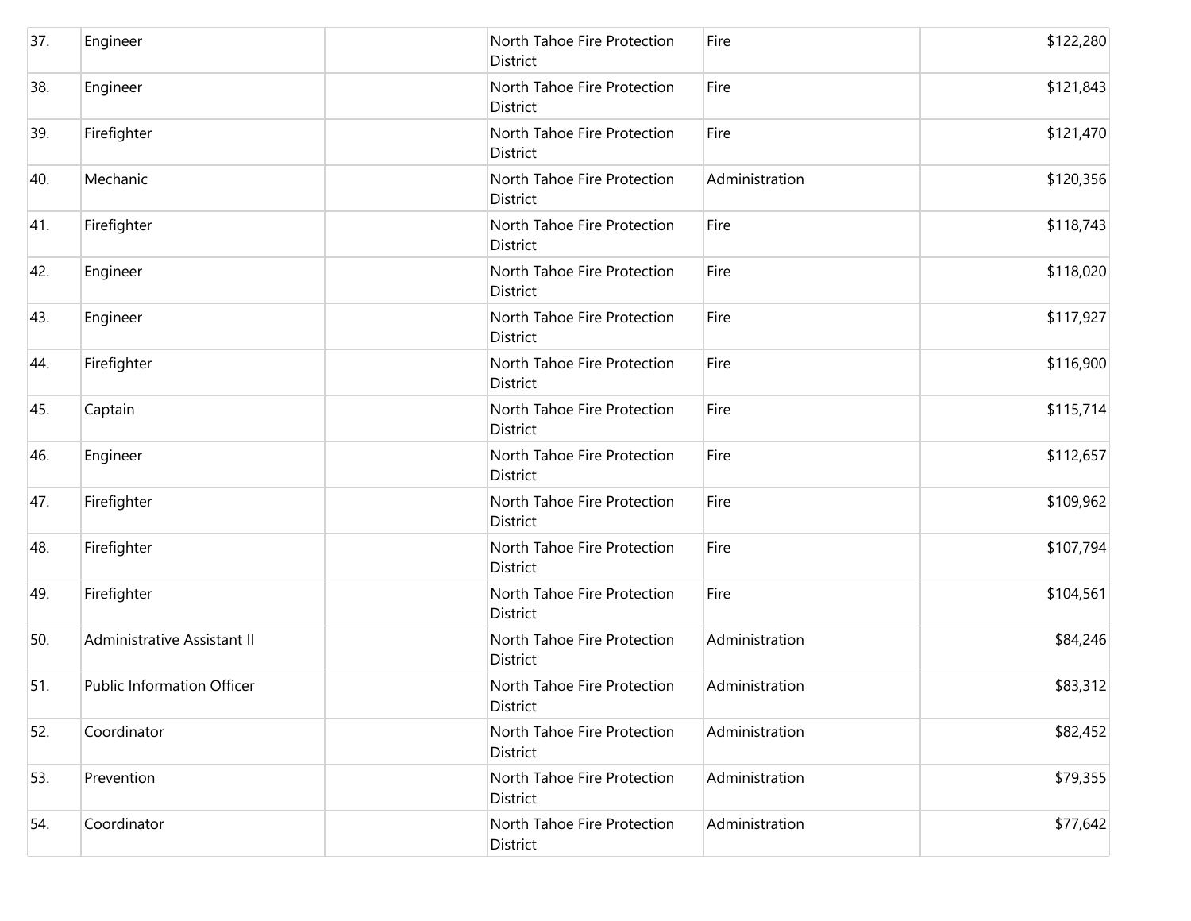| | | | | | |
|---|---|---|---|---|---|
| 37. | Engineer | | North Tahoe Fire Protection District | Fire | $122,280 |
| 38. | Engineer | | North Tahoe Fire Protection District | Fire | $121,843 |
| 39. | Firefighter | | North Tahoe Fire Protection District | Fire | $121,470 |
| 40. | Mechanic | | North Tahoe Fire Protection District | Administration | $120,356 |
| 41. | Firefighter | | North Tahoe Fire Protection District | Fire | $118,743 |
| 42. | Engineer | | North Tahoe Fire Protection District | Fire | $118,020 |
| 43. | Engineer | | North Tahoe Fire Protection District | Fire | $117,927 |
| 44. | Firefighter | | North Tahoe Fire Protection District | Fire | $116,900 |
| 45. | Captain | | North Tahoe Fire Protection District | Fire | $115,714 |
| 46. | Engineer | | North Tahoe Fire Protection District | Fire | $112,657 |
| 47. | Firefighter | | North Tahoe Fire Protection District | Fire | $109,962 |
| 48. | Firefighter | | North Tahoe Fire Protection District | Fire | $107,794 |
| 49. | Firefighter | | North Tahoe Fire Protection District | Fire | $104,561 |
| 50. | Administrative Assistant II | | North Tahoe Fire Protection District | Administration | $84,246 |
| 51. | Public Information Officer | | North Tahoe Fire Protection District | Administration | $83,312 |
| 52. | Coordinator | | North Tahoe Fire Protection District | Administration | $82,452 |
| 53. | Prevention | | North Tahoe Fire Protection District | Administration | $79,355 |
| 54. | Coordinator | | North Tahoe Fire Protection District | Administration | $77,642 |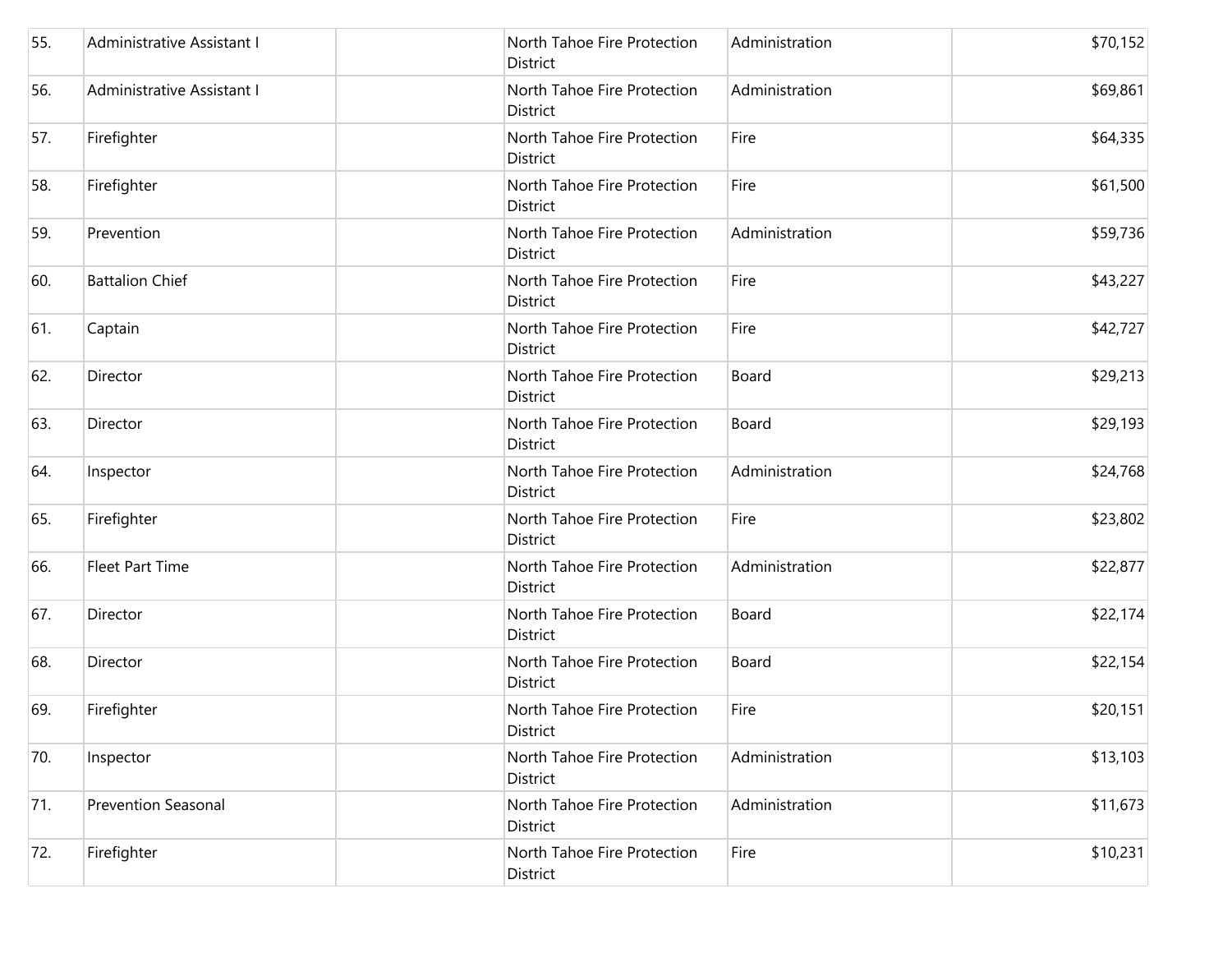| | | | | | |
|---|---|---|---|---|---|
| 55. | Administrative Assistant I | | North Tahoe Fire Protection District | Administration | $70,152 |
| 56. | Administrative Assistant I | | North Tahoe Fire Protection District | Administration | $69,861 |
| 57. | Firefighter | | North Tahoe Fire Protection District | Fire | $64,335 |
| 58. | Firefighter | | North Tahoe Fire Protection District | Fire | $61,500 |
| 59. | Prevention | | North Tahoe Fire Protection District | Administration | $59,736 |
| 60. | Battalion Chief | | North Tahoe Fire Protection District | Fire | $43,227 |
| 61. | Captain | | North Tahoe Fire Protection District | Fire | $42,727 |
| 62. | Director | | North Tahoe Fire Protection District | Board | $29,213 |
| 63. | Director | | North Tahoe Fire Protection District | Board | $29,193 |
| 64. | Inspector | | North Tahoe Fire Protection District | Administration | $24,768 |
| 65. | Firefighter | | North Tahoe Fire Protection District | Fire | $23,802 |
| 66. | Fleet Part Time | | North Tahoe Fire Protection District | Administration | $22,877 |
| 67. | Director | | North Tahoe Fire Protection District | Board | $22,174 |
| 68. | Director | | North Tahoe Fire Protection District | Board | $22,154 |
| 69. | Firefighter | | North Tahoe Fire Protection District | Fire | $20,151 |
| 70. | Inspector | | North Tahoe Fire Protection District | Administration | $13,103 |
| 71. | Prevention Seasonal | | North Tahoe Fire Protection District | Administration | $11,673 |
| 72. | Firefighter | | North Tahoe Fire Protection District | Fire | $10,231 |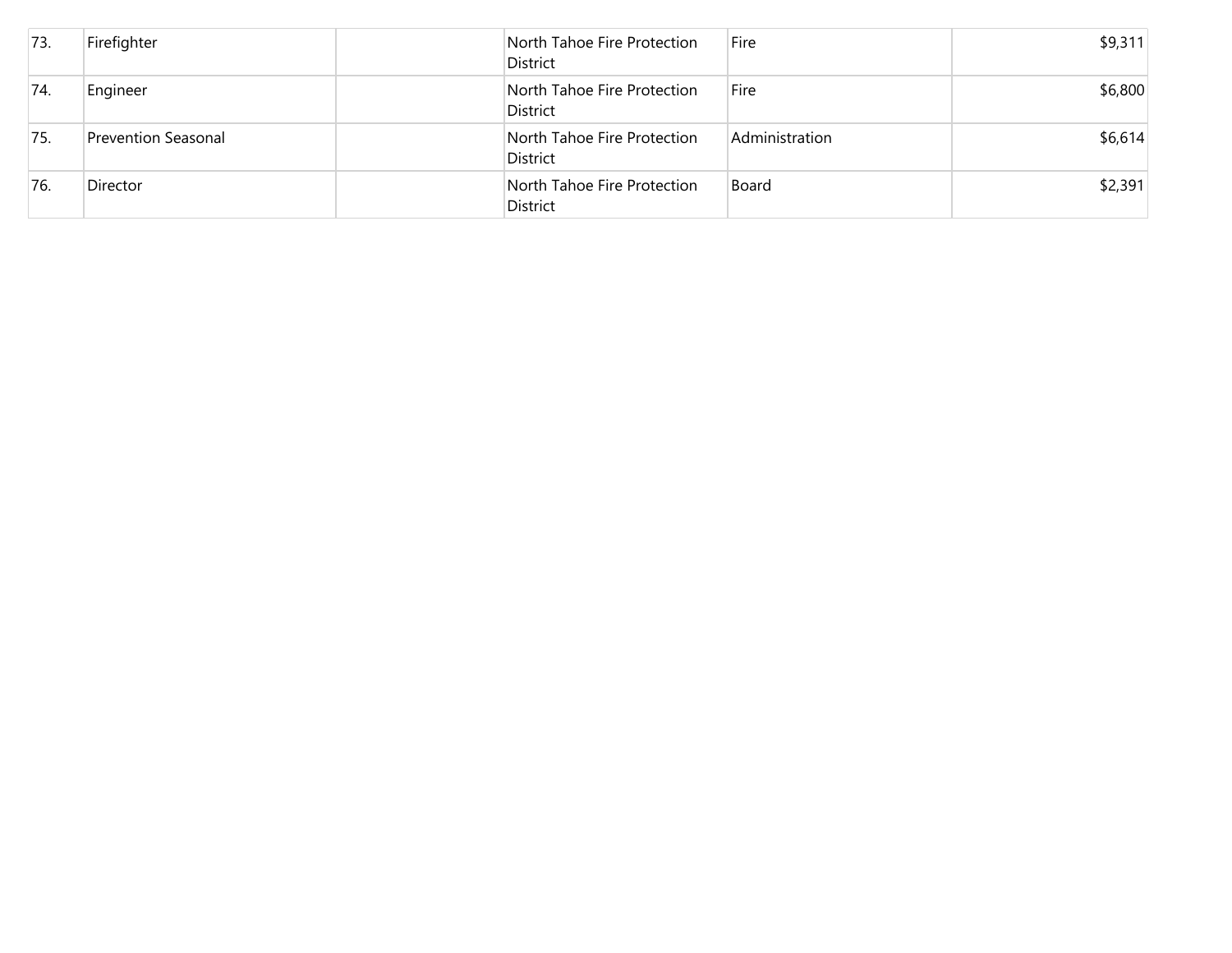| | | | | | |
|---|---|---|---|---|---|
| 73. | Firefighter | | North Tahoe Fire Protection District | Fire | $9,311 |
| 74. | Engineer | | North Tahoe Fire Protection District | Fire | $6,800 |
| 75. | Prevention Seasonal | | North Tahoe Fire Protection District | Administration | $6,614 |
| 76. | Director | | North Tahoe Fire Protection District | Board | $2,391 |